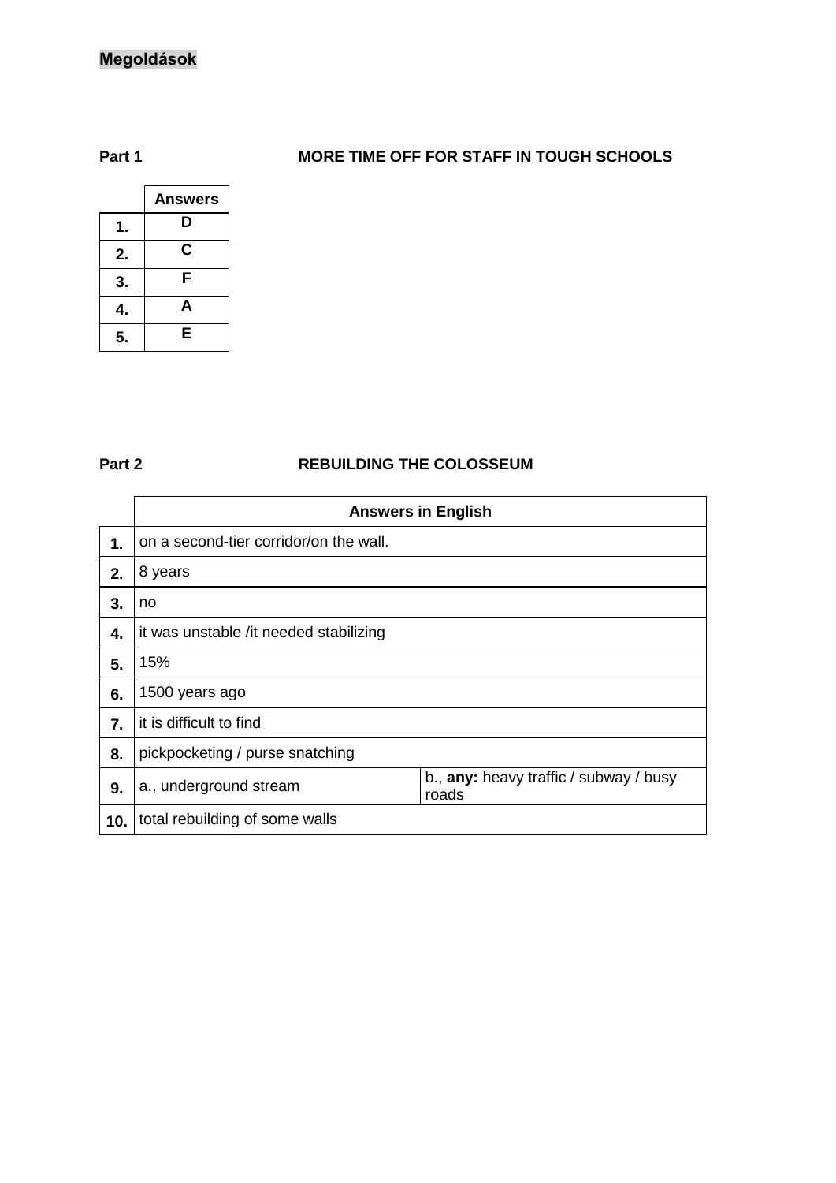**Megoldások**

**Part 1** **MORE TIME OFF FOR STAFF IN TOUGH SCHOOLS**

| | **Answers** |
|---|---|
| **1.** | **D** |
| **2.** | **C** |
| **3.** | **F** |
| **4.** | **A** |
| **5.** | **E** |

**Part 2** **REBUILDING THE COLOSSEUM**

| | **Answers in English** | |
|---|---|---|
| **1.** | on a second-tier corridor/on the wall. | |
| **2.** | 8 years | |
| **3.** | no | |
| **4.** | it was unstable /it needed stabilizing | |
| **5.** | 15% | |
| **6.** | 1500 years ago | |
| **7.** | it is difficult to find | |
| **8.** | pickpocketing / purse snatching | |
| **9.** | a., underground stream | b., **any:** heavy traffic / subway / busy roads |
| **10.** | total rebuilding of some walls | |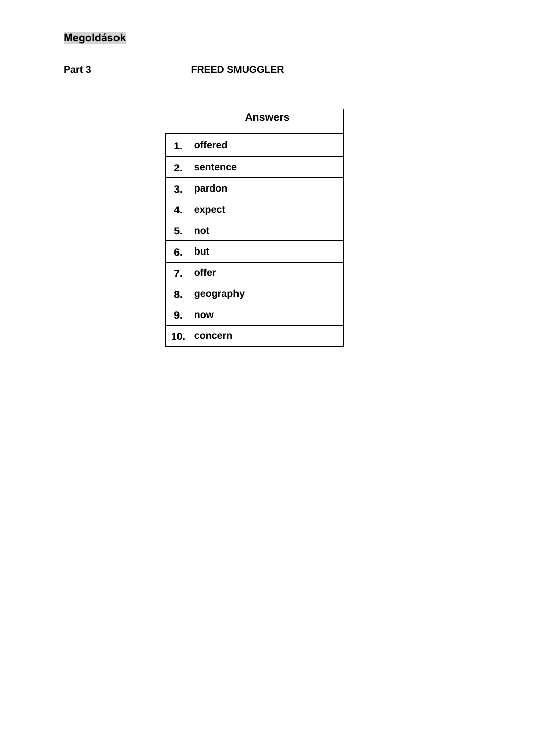**Megoldások**

**Part 3** **FREED SMUGGLER**

| | Answers |
|---|---|
| **1.** | **offered** |
| **2.** | **sentence** |
| **3.** | **pardon** |
| **4.** | **expect** |
| **5.** | **not** |
| **6.** | **but** |
| **7.** | **offer** |
| **8.** | **geography** |
| **9.** | **now** |
| **10.** | **concern** |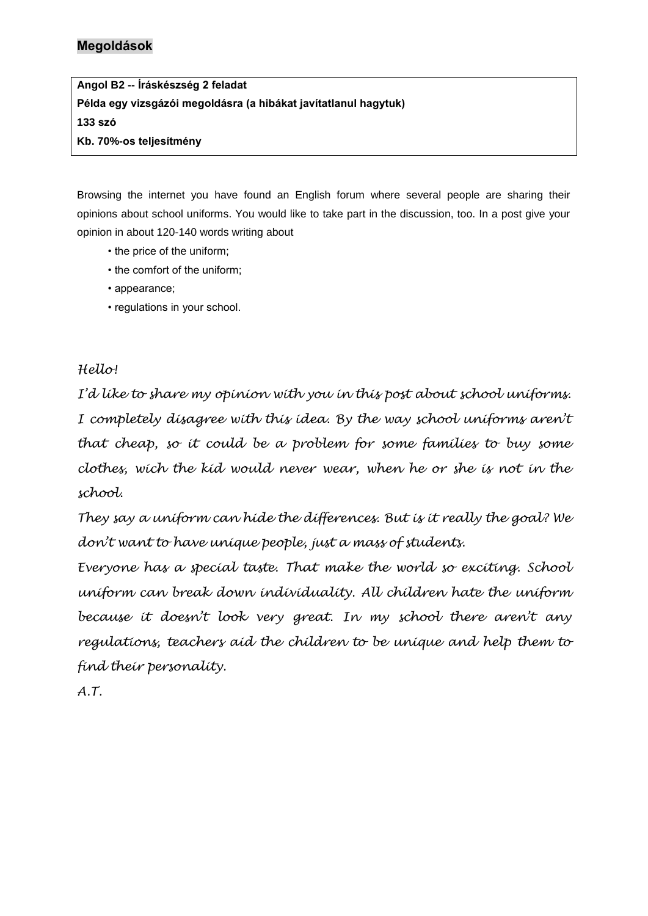## Megoldások

**Angol B2 -- Íráskészség 2 feladat**
**Példa egy vizsgázói megoldásra (a hibákat javítatlanul hagytuk)**
**133 szó**
**Kb. 70%-os teljesítmény**

Browsing the internet you have found an English forum where several people are sharing their opinions about school uniforms. You would like to take part in the discussion, too. In a post give your opinion in about 120-140 words writing about

- the price of the uniform;
- the comfort of the uniform;
- appearance;
- regulations in your school.

*Hello!*

*I'd like to share my opinion with you in this post about school uniforms. I completely disagree with this idea. By the way school uniforms aren't that cheap, so it could be a problem for some families to buy some clothes, wich the kid would never wear, when he or she is not in the school.*

*They say a uniform can hide the differences. But is it really the goal? We don't want to have unique people, just a mass of students.*

*Everyone has a special taste. That make the world so exciting. School uniform can break down individuality. All children hate the uniform because it doesn't look very great. In my school there aren't any regulations, teachers aid the children to be unique and help them to find their personality.*

*A.T.*